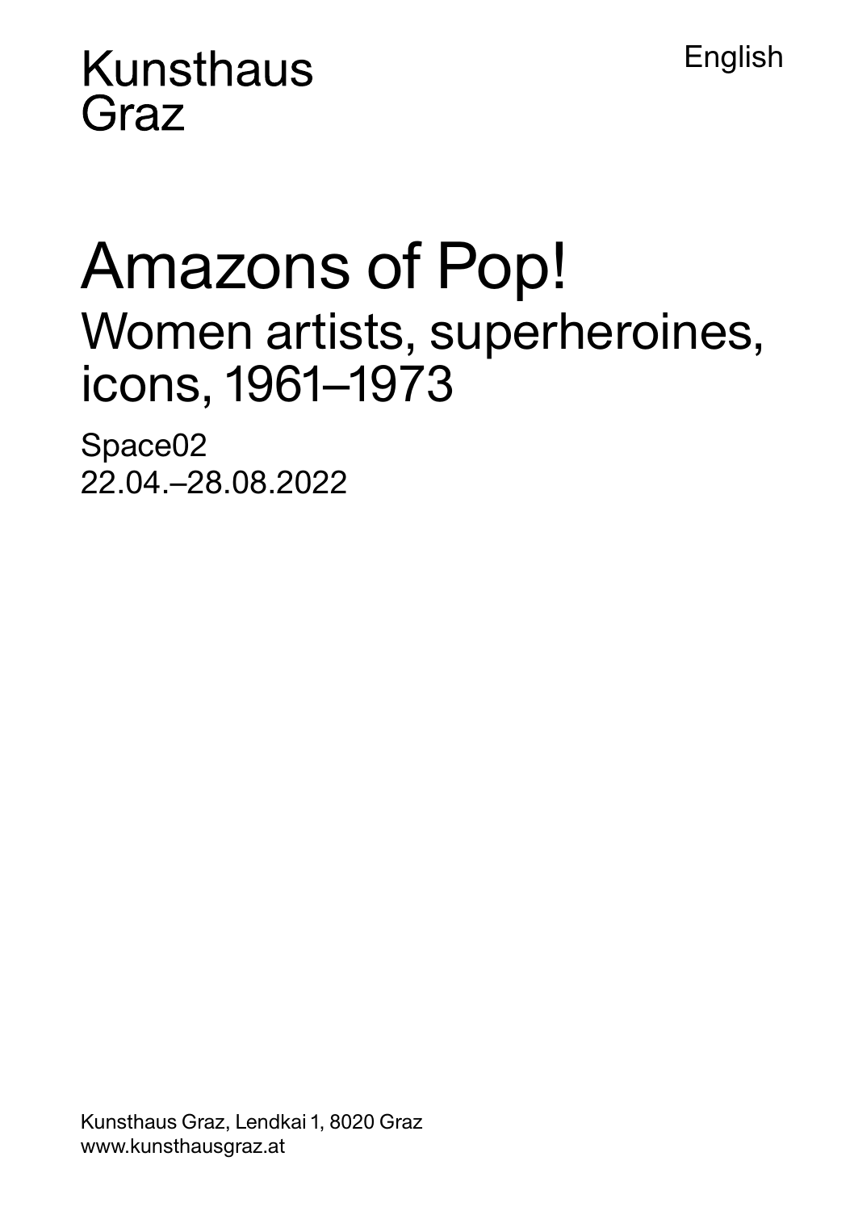Kunsthaus
Graz

English

# Amazons of Pop!

## Women artists, superheroines, icons, 1961–1973

Space02
22.04.–28.08.2022

Kunsthaus Graz, Lendkai 1, 8020 Graz
www.kunsthausgraz.at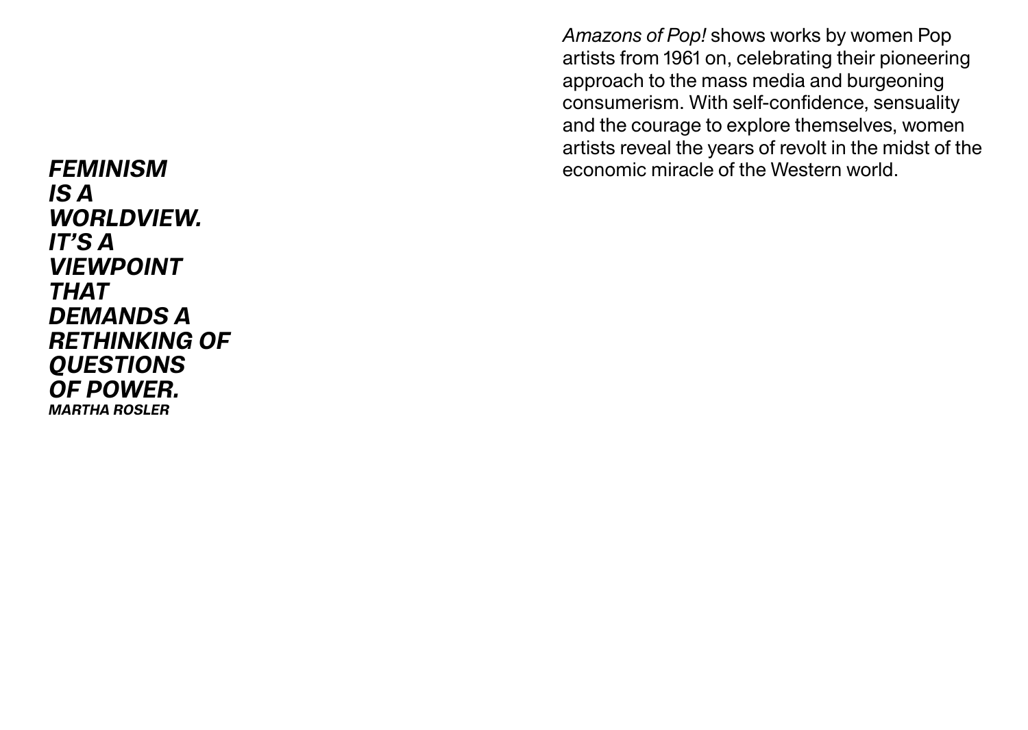***FEMINISM IS A WORLDVIEW. IT'S A VIEWPOINT THAT DEMANDS A RETHINKING OF QUESTIONS OF POWER.***
***MARTHA ROSLER***

*Amazons of Pop!* shows works by women Pop artists from 1961 on, celebrating their pioneering approach to the mass media and burgeoning consumerism. With self-confidence, sensuality and the courage to explore themselves, women artists reveal the years of revolt in the midst of the economic miracle of the Western world.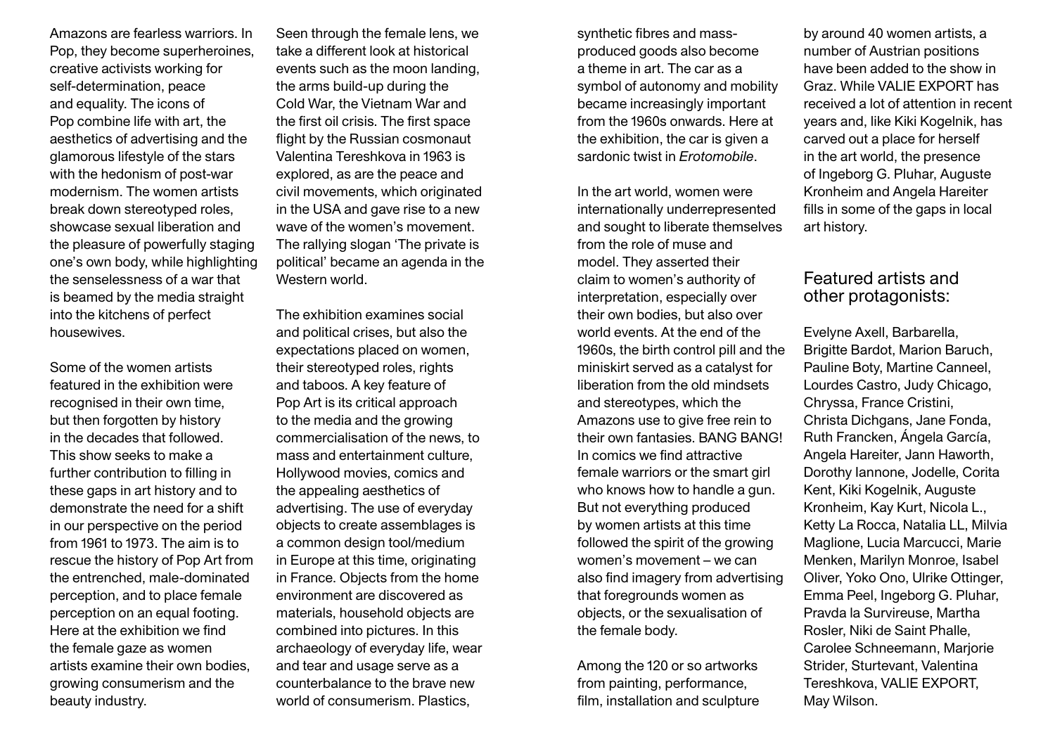Amazons are fearless warriors. In Pop, they become superheroines, creative activists working for self-determination, peace and equality. The icons of Pop combine life with art, the aesthetics of advertising and the glamorous lifestyle of the stars with the hedonism of post-war modernism. The women artists break down stereotyped roles, showcase sexual liberation and the pleasure of powerfully staging one's own body, while highlighting the senselessness of a war that is beamed by the media straight into the kitchens of perfect housewives.

Some of the women artists featured in the exhibition were recognised in their own time, but then forgotten by history in the decades that followed. This show seeks to make a further contribution to filling in these gaps in art history and to demonstrate the need for a shift in our perspective on the period from 1961 to 1973. The aim is to rescue the history of Pop Art from the entrenched, male-dominated perception, and to place female perception on an equal footing. Here at the exhibition we find the female gaze as women artists examine their own bodies, growing consumerism and the beauty industry.

Seen through the female lens, we take a different look at historical events such as the moon landing, the arms build-up during the Cold War, the Vietnam War and the first oil crisis. The first space flight by the Russian cosmonaut Valentina Tereshkova in 1963 is explored, as are the peace and civil movements, which originated in the USA and gave rise to a new wave of the women's movement. The rallying slogan 'The private is political' became an agenda in the Western world.

The exhibition examines social and political crises, but also the expectations placed on women, their stereotyped roles, rights and taboos. A key feature of Pop Art is its critical approach to the media and the growing commercialisation of the news, to mass and entertainment culture, Hollywood movies, comics and the appealing aesthetics of advertising. The use of everyday objects to create assemblages is a common design tool/medium in Europe at this time, originating in France. Objects from the home environment are discovered as materials, household objects are combined into pictures. In this archaeology of everyday life, wear and tear and usage serve as a counterbalance to the brave new world of consumerism. Plastics, synthetic fibres and mass-produced goods also become a theme in art. The car as a symbol of autonomy and mobility became increasingly important from the 1960s onwards. Here at the exhibition, the car is given a sardonic twist in *Erotomobile*.

In the art world, women were internationally underrepresented and sought to liberate themselves from the role of muse and model. They asserted their claim to women's authority of interpretation, especially over their own bodies, but also over world events. At the end of the 1960s, the birth control pill and the miniskirt served as a catalyst for liberation from the old mindsets and stereotypes, which the Amazons use to give free rein to their own fantasies. BANG BANG! In comics we find attractive female warriors or the smart girl who knows how to handle a gun. But not everything produced by women artists at this time followed the spirit of the growing women's movement – we can also find imagery from advertising that foregrounds women as objects, or the sexualisation of the female body.

Among the 120 or so artworks from painting, performance, film, installation and sculpture by around 40 women artists, a number of Austrian positions have been added to the show in Graz. While VALIE EXPORT has received a lot of attention in recent years and, like Kiki Kogelnik, has carved out a place for herself in the art world, the presence of Ingeborg G. Pluhar, Auguste Kronheim and Angela Hareiter fills in some of the gaps in local art history.

## Featured artists and other protagonists:

Evelyne Axell, Barbarella, Brigitte Bardot, Marion Baruch, Pauline Boty, Martine Canneel, Lourdes Castro, Judy Chicago, Chryssa, France Cristini, Christa Dichgans, Jane Fonda, Ruth Francken, Ángela García, Angela Hareiter, Jann Haworth, Dorothy Iannone, Jodelle, Corita Kent, Kiki Kogelnik, Auguste Kronheim, Kay Kurt, Nicola L., Ketty La Rocca, Natalia LL, Milvia Maglione, Lucia Marcucci, Marie Menken, Marilyn Monroe, Isabel Oliver, Yoko Ono, Ulrike Ottinger, Emma Peel, Ingeborg G. Pluhar, Pravda la Survireuse, Martha Rosler, Niki de Saint Phalle, Carolee Schneemann, Marjorie Strider, Sturtevant, Valentina Tereshkova, VALIE EXPORT, May Wilson.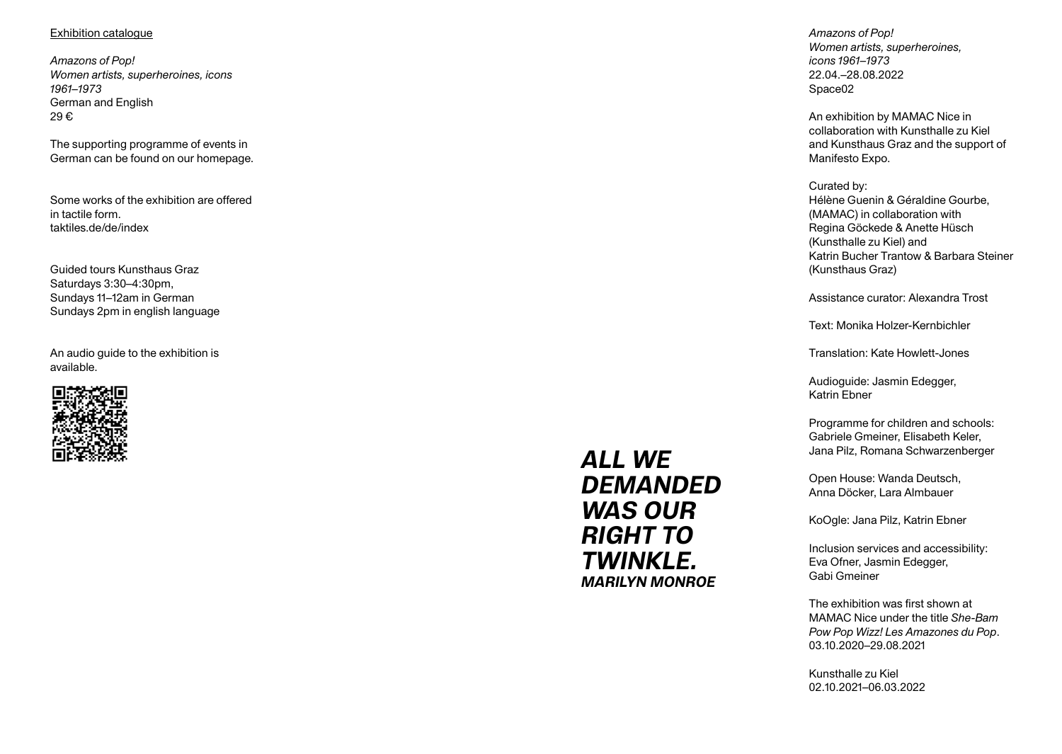Exhibition catalogue

*Amazons of Pop!*
*Women artists, superheroines, icons*
*1961–1973*
German and English
29 €

The supporting programme of events in German can be found on our homepage.

Some works of the exhibition are offered in tactile form.
taktiles.de/de/index

Guided tours Kunsthaus Graz
Saturdays 3:30–4:30pm,
Sundays 11–12am in German
Sundays 2pm in english language

An audio guide to the exhibition is available.

***ALL WE DEMANDED WAS OUR RIGHT TO TWINKLE.***
***MARILYN MONROE***

*Amazons of Pop!*
*Women artists, superheroines, icons 1961–1973*
22.04.–28.08.2022
Space02

An exhibition by MAMAC Nice in collaboration with Kunsthalle zu Kiel and Kunsthaus Graz and the support of Manifesto Expo.

Curated by:
Hélène Guenin & Géraldine Gourbe, (MAMAC) in collaboration with Regina Göckede & Anette Hüsch (Kunsthalle zu Kiel) and Katrin Bucher Trantow & Barbara Steiner (Kunsthaus Graz)

Assistance curator: Alexandra Trost

Text: Monika Holzer-Kernbichler

Translation: Kate Howlett-Jones

Audioguide: Jasmin Edegger, Katrin Ebner

Programme for children and schools: Gabriele Gmeiner, Elisabeth Keler, Jana Pilz, Romana Schwarzenberger

Open House: Wanda Deutsch, Anna Döcker, Lara Almbauer

KoOgle: Jana Pilz, Katrin Ebner

Inclusion services and accessibility: Eva Ofner, Jasmin Edegger, Gabi Gmeiner

The exhibition was first shown at MAMAC Nice under the title *She-Bam Pow Pop Wizz! Les Amazones du Pop*.
03.10.2020–29.08.2021

Kunsthalle zu Kiel
02.10.2021–06.03.2022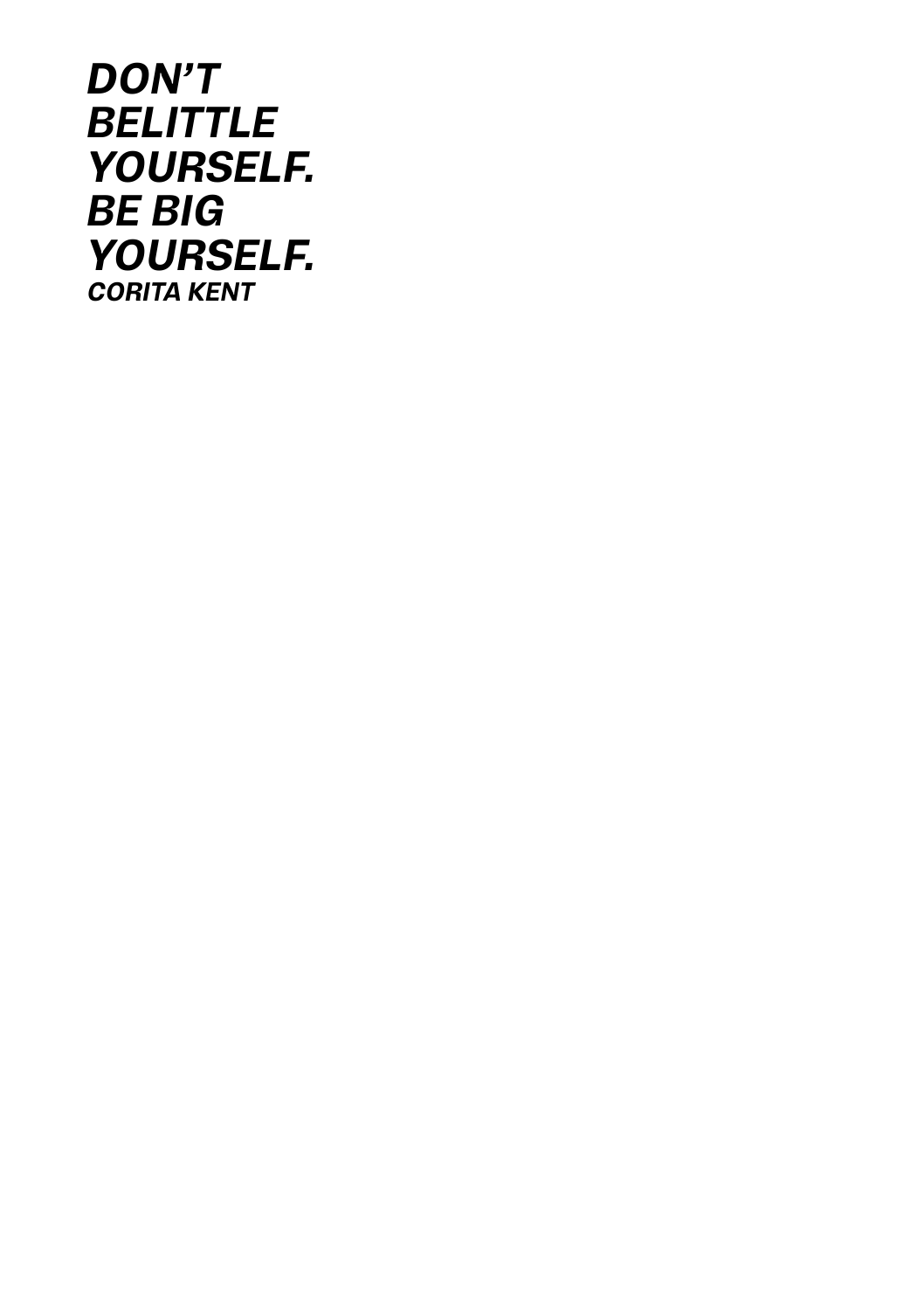***DON'T BELITTLE YOURSELF. BE BIG YOURSELF.***

***CORITA KENT***